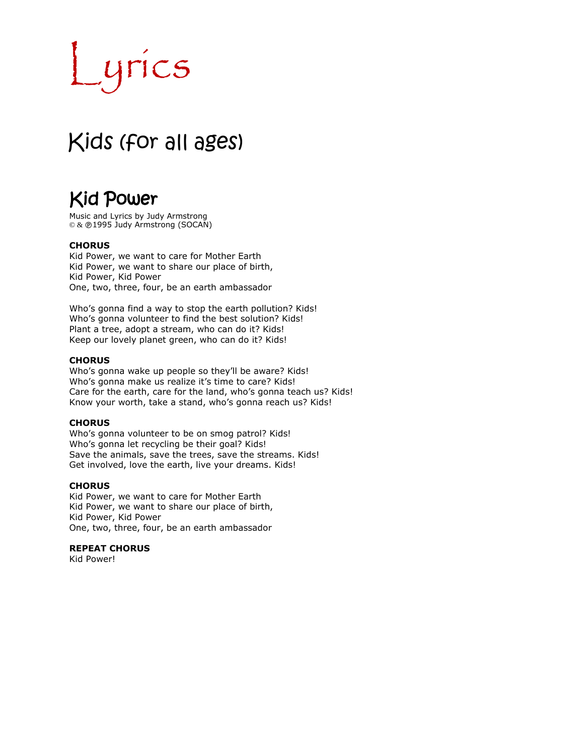# Lyrics

## Kids (for all ages)

### Kid Power

Music and Lyrics by Judy Armstrong
© & ℗1995 Judy Armstrong (SOCAN)

**CHORUS**
Kid Power, we want to care for Mother Earth
Kid Power, we want to share our place of birth,
Kid Power, Kid Power
One, two, three, four, be an earth ambassador

Who's gonna find a way to stop the earth pollution? Kids!
Who's gonna volunteer to find the best solution? Kids!
Plant a tree, adopt a stream, who can do it? Kids!
Keep our lovely planet green, who can do it? Kids!

**CHORUS**
Who's gonna wake up people so they'll be aware? Kids!
Who's gonna make us realize it's time to care? Kids!
Care for the earth, care for the land, who's gonna teach us? Kids!
Know your worth, take a stand, who's gonna reach us? Kids!

**CHORUS**
Who's gonna volunteer to be on smog patrol? Kids!
Who's gonna let recycling be their goal? Kids!
Save the animals, save the trees, save the streams. Kids!
Get involved, love the earth, live your dreams. Kids!

**CHORUS**
Kid Power, we want to care for Mother Earth
Kid Power, we want to share our place of birth,
Kid Power, Kid Power
One, two, three, four, be an earth ambassador

**REPEAT CHORUS**
Kid Power!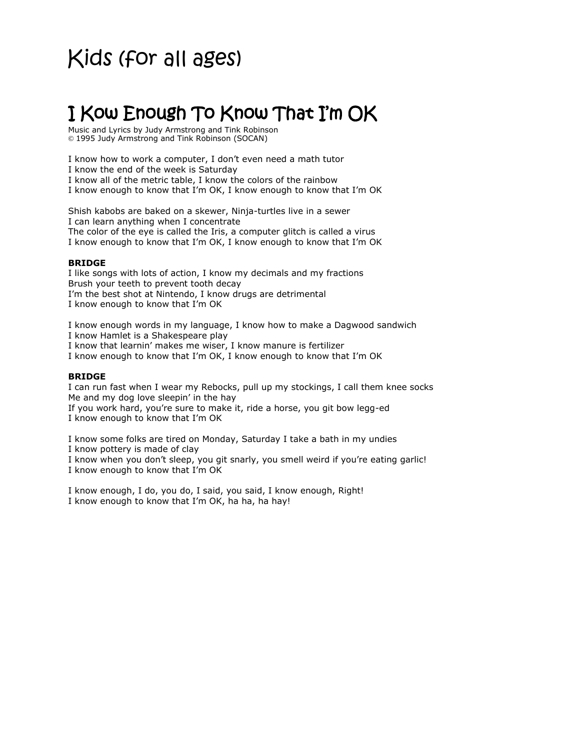# Kids (for all ages)

## I Kow Enough To Know That I'm OK

Music and Lyrics by Judy Armstrong and Tink Robinson
© 1995 Judy Armstrong and Tink Robinson (SOCAN)

I know how to work a computer, I don't even need a math tutor
I know the end of the week is Saturday
I know all of the metric table, I know the colors of the rainbow
I know enough to know that I'm OK, I know enough to know that I'm OK

Shish kabobs are baked on a skewer, Ninja-turtles live in a sewer
I can learn anything when I concentrate
The color of the eye is called the Iris, a computer glitch is called a virus
I know enough to know that I'm OK, I know enough to know that I'm OK

**BRIDGE**
I like songs with lots of action, I know my decimals and my fractions
Brush your teeth to prevent tooth decay
I'm the best shot at Nintendo, I know drugs are detrimental
I know enough to know that I'm OK

I know enough words in my language, I know how to make a Dagwood sandwich
I know Hamlet is a Shakespeare play
I know that learnin' makes me wiser, I know manure is fertilizer
I know enough to know that I'm OK, I know enough to know that I'm OK

**BRIDGE**
I can run fast when I wear my Rebocks, pull up my stockings, I call them knee socks
Me and my dog love sleepin' in the hay
If you work hard, you're sure to make it, ride a horse, you git bow legg-ed
I know enough to know that I'm OK

I know some folks are tired on Monday, Saturday I take a bath in my undies
I know pottery is made of clay
I know when you don't sleep, you git snarly, you smell weird if you're eating garlic!
I know enough to know that I'm OK

I know enough, I do, you do, I said, you said, I know enough, Right!
I know enough to know that I'm OK, ha ha, ha hay!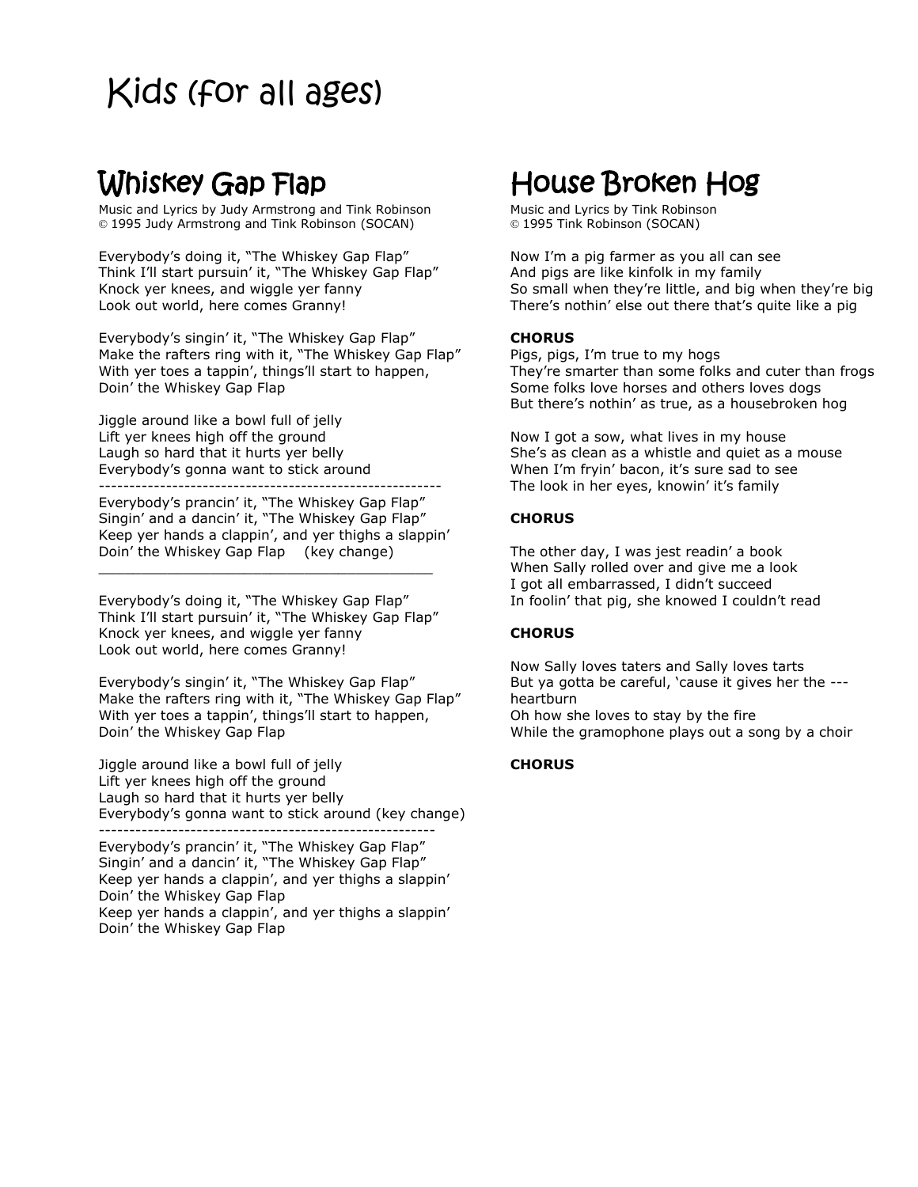# Kids (for all ages)

## Whiskey Gap Flap

Music and Lyrics by Judy Armstrong and Tink Robinson
© 1995 Judy Armstrong and Tink Robinson (SOCAN)

Everybody's doing it, "The Whiskey Gap Flap"
Think I'll start pursuin' it, "The Whiskey Gap Flap"
Knock yer knees, and wiggle yer fanny
Look out world, here comes Granny!

Everybody's singin' it, "The Whiskey Gap Flap"
Make the rafters ring with it, "The Whiskey Gap Flap"
With yer toes a tappin', things'll start to happen,
Doin' the Whiskey Gap Flap

Jiggle around like a bowl full of jelly
Lift yer knees high off the ground
Laugh so hard that it hurts yer belly
Everybody's gonna want to stick around

---

Everybody's prancin' it, "The Whiskey Gap Flap"
Singin' and a dancin' it, "The Whiskey Gap Flap"
Keep yer hands a clappin', and yer thighs a slappin'
Doin' the Whiskey Gap Flap (key change)

---

Everybody's doing it, "The Whiskey Gap Flap"
Think I'll start pursuin' it, "The Whiskey Gap Flap"
Knock yer knees, and wiggle yer fanny
Look out world, here comes Granny!

Everybody's singin' it, "The Whiskey Gap Flap"
Make the rafters ring with it, "The Whiskey Gap Flap"
With yer toes a tappin', things'll start to happen,
Doin' the Whiskey Gap Flap

Jiggle around like a bowl full of jelly
Lift yer knees high off the ground
Laugh so hard that it hurts yer belly
Everybody's gonna want to stick around (key change)

---

Everybody's prancin' it, "The Whiskey Gap Flap"
Singin' and a dancin' it, "The Whiskey Gap Flap"
Keep yer hands a clappin', and yer thighs a slappin'
Doin' the Whiskey Gap Flap
Keep yer hands a clappin', and yer thighs a slappin'
Doin' the Whiskey Gap Flap

## House Broken Hog

Music and Lyrics by Tink Robinson
© 1995 Tink Robinson (SOCAN)

Now I'm a pig farmer as you all can see
And pigs are like kinfolk in my family
So small when they're little, and big when they're big
There's nothin' else out there that's quite like a pig

**CHORUS**
Pigs, pigs, I'm true to my hogs
They're smarter than some folks and cuter than frogs
Some folks love horses and others loves dogs
But there's nothin' as true, as a housebroken hog

Now I got a sow, what lives in my house
She's as clean as a whistle and quiet as a mouse
When I'm fryin' bacon, it's sure sad to see
The look in her eyes, knowin' it's family

**CHORUS**

The other day, I was jest readin' a book
When Sally rolled over and give me a look
I got all embarrassed, I didn't succeed
In foolin' that pig, she knowed I couldn't read

**CHORUS**

Now Sally loves taters and Sally loves tarts
But ya gotta be careful, 'cause it gives her the --- heartburn
Oh how she loves to stay by the fire
While the gramophone plays out a song by a choir

**CHORUS**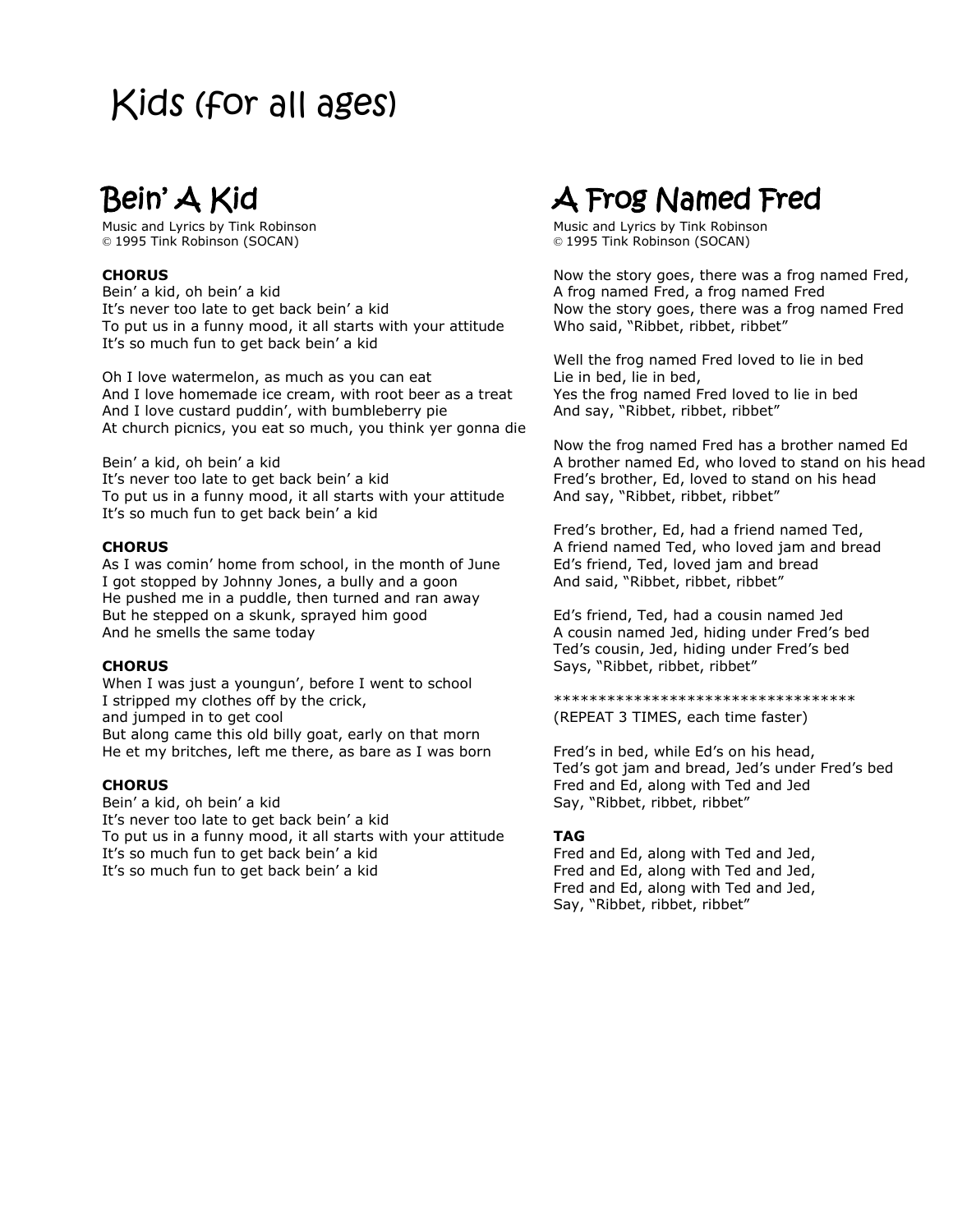# Kids (for all ages)

## Bein' A Kid

Music and Lyrics by Tink Robinson
© 1995 Tink Robinson (SOCAN)

**CHORUS**
Bein' a kid, oh bein' a kid
It's never too late to get back bein' a kid
To put us in a funny mood, it all starts with your attitude
It's so much fun to get back bein' a kid

Oh I love watermelon, as much as you can eat
And I love homemade ice cream, with root beer as a treat
And I love custard puddin', with bumbleberry pie
At church picnics, you eat so much, you think yer gonna die

Bein' a kid, oh bein' a kid
It's never too late to get back bein' a kid
To put us in a funny mood, it all starts with your attitude
It's so much fun to get back bein' a kid

**CHORUS**
As I was comin' home from school, in the month of June
I got stopped by Johnny Jones, a bully and a goon
He pushed me in a puddle, then turned and ran away
But he stepped on a skunk, sprayed him good
And he smells the same today

**CHORUS**
When I was just a youngun', before I went to school
I stripped my clothes off by the crick,
and jumped in to get cool
But along came this old billy goat, early on that morn
He et my britches, left me there, as bare as I was born

**CHORUS**
Bein' a kid, oh bein' a kid
It's never too late to get back bein' a kid
To put us in a funny mood, it all starts with your attitude
It's so much fun to get back bein' a kid
It's so much fun to get back bein' a kid

## A Frog Named Fred

Music and Lyrics by Tink Robinson
© 1995 Tink Robinson (SOCAN)

Now the story goes, there was a frog named Fred,
A frog named Fred, a frog named Fred
Now the story goes, there was a frog named Fred
Who said, "Ribbet, ribbet, ribbet"

Well the frog named Fred loved to lie in bed
Lie in bed, lie in bed,
Yes the frog named Fred loved to lie in bed
And say, "Ribbet, ribbet, ribbet"

Now the frog named Fred has a brother named Ed
A brother named Ed, who loved to stand on his head
Fred's brother, Ed, loved to stand on his head
And say, "Ribbet, ribbet, ribbet"

Fred's brother, Ed, had a friend named Ted,
A friend named Ted, who loved jam and bread
Ed's friend, Ted, loved jam and bread
And said, "Ribbet, ribbet, ribbet"

Ed's friend, Ted, had a cousin named Jed
A cousin named Jed, hiding under Fred's bed
Ted's cousin, Jed, hiding under Fred's bed
Says, "Ribbet, ribbet, ribbet"

***********************************
(REPEAT 3 TIMES, each time faster)

Fred's in bed, while Ed's on his head,
Ted's got jam and bread, Jed's under Fred's bed
Fred and Ed, along with Ted and Jed
Say, "Ribbet, ribbet, ribbet"

**TAG**
Fred and Ed, along with Ted and Jed,
Fred and Ed, along with Ted and Jed,
Fred and Ed, along with Ted and Jed,
Say, "Ribbet, ribbet, ribbet"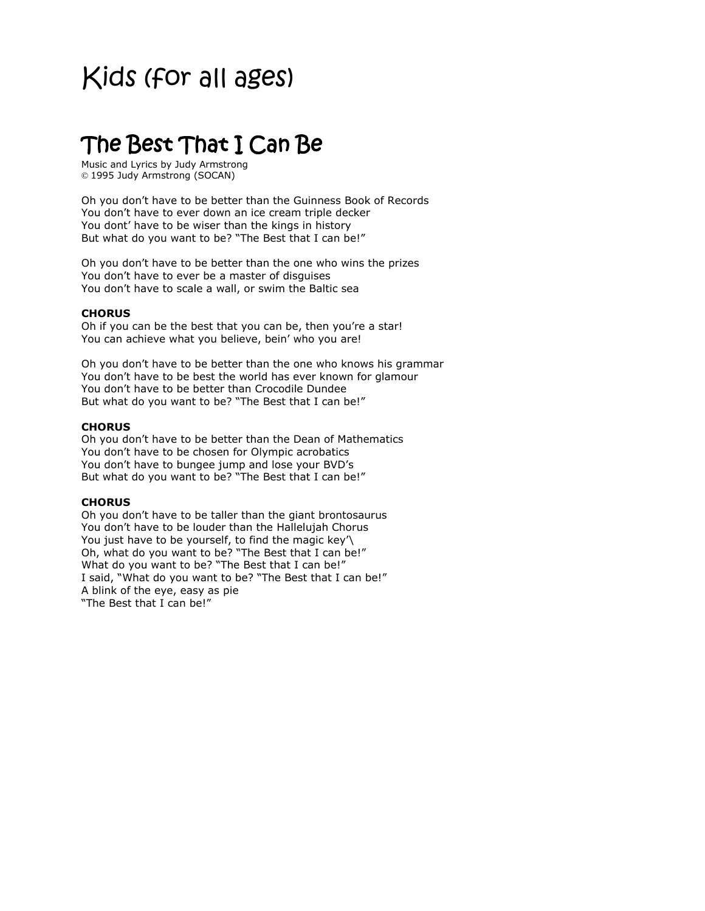# Kids (for all ages)

## The Best That I Can Be

Music and Lyrics by Judy Armstrong
© 1995 Judy Armstrong (SOCAN)

Oh you don't have to be better than the Guinness Book of Records
You don't have to ever down an ice cream triple decker
You dont' have to be wiser than the kings in history
But what do you want to be? "The Best that I can be!"

Oh you don't have to be better than the one who wins the prizes
You don't have to ever be a master of disguises
You don't have to scale a wall, or swim the Baltic sea

**CHORUS**
Oh if you can be the best that you can be, then you're a star!
You can achieve what you believe, bein' who you are!

Oh you don't have to be better than the one who knows his grammar
You don't have to be best the world has ever known for glamour
You don't have to be better than Crocodile Dundee
But what do you want to be? "The Best that I can be!"

**CHORUS**
Oh you don't have to be better than the Dean of Mathematics
You don't have to be chosen for Olympic acrobatics
You don't have to bungee jump and lose your BVD's
But what do you want to be? "The Best that I can be!"

**CHORUS**
Oh you don't have to be taller than the giant brontosaurus
You don't have to be louder than the Hallelujah Chorus
You just have to be yourself, to find the magic key'\
Oh, what do you want to be? "The Best that I can be!"
What do you want to be? "The Best that I can be!"
I said, "What do you want to be? "The Best that I can be!"
A blink of the eye, easy as pie
"The Best that I can be!"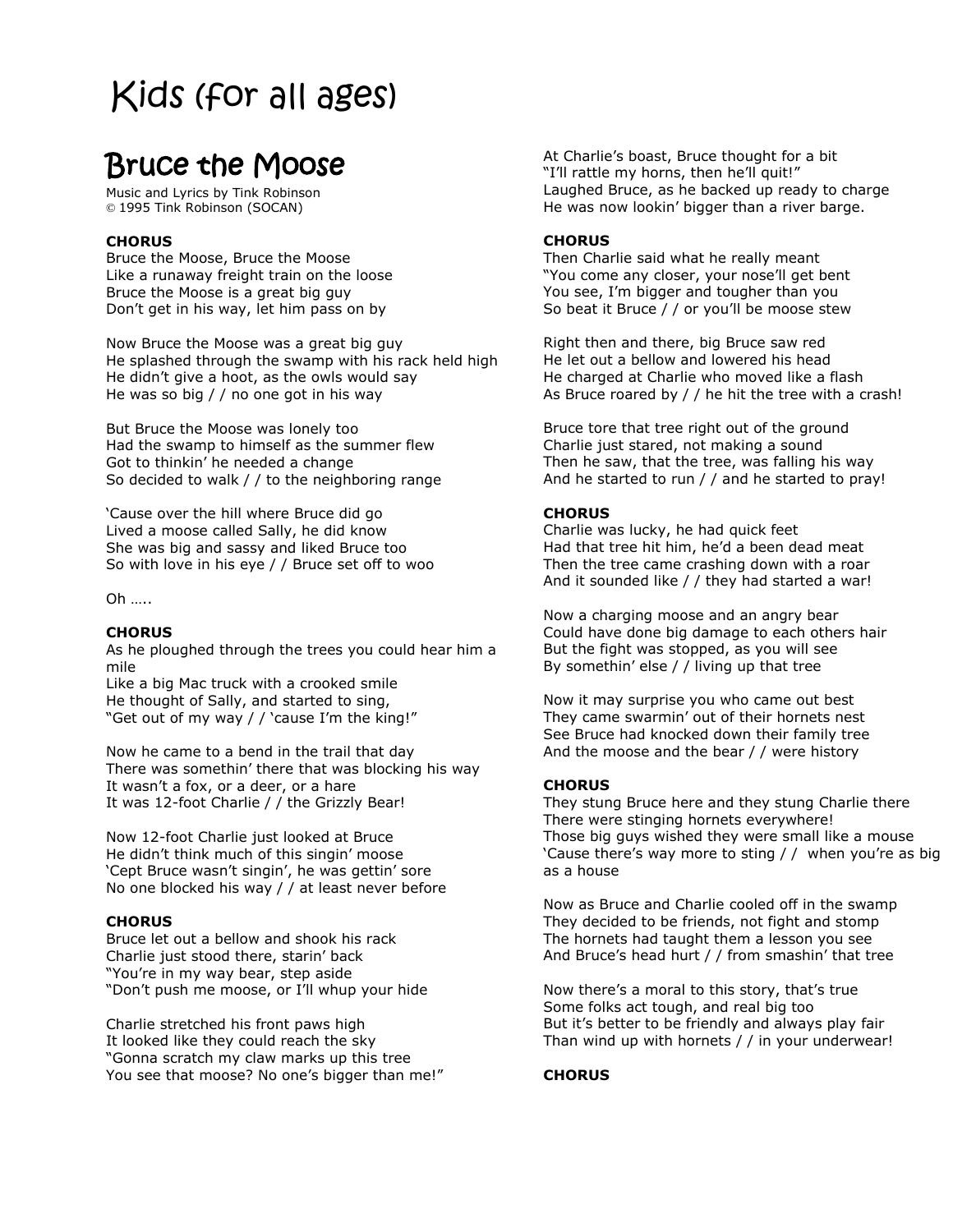# Kids (for all ages)

## Bruce the Moose

Music and Lyrics by Tink Robinson
© 1995 Tink Robinson (SOCAN)

**CHORUS**
Bruce the Moose, Bruce the Moose
Like a runaway freight train on the loose
Bruce the Moose is a great big guy
Don't get in his way, let him pass on by

Now Bruce the Moose was a great big guy
He splashed through the swamp with his rack held high
He didn't give a hoot, as the owls would say
He was so big / / no one got in his way

But Bruce the Moose was lonely too
Had the swamp to himself as the summer flew
Got to thinkin' he needed a change
So decided to walk / / to the neighboring range

'Cause over the hill where Bruce did go
Lived a moose called Sally, he did know
She was big and sassy and liked Bruce too
So with love in his eye / / Bruce set off to woo

Oh …..

**CHORUS**
As he ploughed through the trees you could hear him a mile
Like a big Mac truck with a crooked smile
He thought of Sally, and started to sing,
"Get out of my way / / 'cause I'm the king!"

Now he came to a bend in the trail that day
There was somethin' there that was blocking his way
It wasn't a fox, or a deer, or a hare
It was 12-foot Charlie / / the Grizzly Bear!

Now 12-foot Charlie just looked at Bruce
He didn't think much of this singin' moose
'Cept Bruce wasn't singin', he was gettin' sore
No one blocked his way / / at least never before

**CHORUS**
Bruce let out a bellow and shook his rack
Charlie just stood there, starin' back
"You're in my way bear, step aside
"Don't push me moose, or I'll whup your hide

Charlie stretched his front paws high
It looked like they could reach the sky
"Gonna scratch my claw marks up this tree
You see that moose? No one's bigger than me!"

At Charlie's boast, Bruce thought for a bit
"I'll rattle my horns, then he'll quit!"
Laughed Bruce, as he backed up ready to charge
He was now lookin' bigger than a river barge.

**CHORUS**
Then Charlie said what he really meant
"You come any closer, your nose'll get bent
You see, I'm bigger and tougher than you
So beat it Bruce / / or you'll be moose stew

Right then and there, big Bruce saw red
He let out a bellow and lowered his head
He charged at Charlie who moved like a flash
As Bruce roared by / / he hit the tree with a crash!

Bruce tore that tree right out of the ground
Charlie just stared, not making a sound
Then he saw, that the tree, was falling his way
And he started to run / / and he started to pray!

**CHORUS**
Charlie was lucky, he had quick feet
Had that tree hit him, he'd a been dead meat
Then the tree came crashing down with a roar
And it sounded like / / they had started a war!

Now a charging moose and an angry bear
Could have done big damage to each others hair
But the fight was stopped, as you will see
By somethin' else / / living up that tree

Now it may surprise you who came out best
They came swarmin' out of their hornets nest
See Bruce had knocked down their family tree
And the moose and the bear / / were history

**CHORUS**
They stung Bruce here and they stung Charlie there
There were stinging hornets everywhere!
Those big guys wished they were small like a mouse
'Cause there's way more to sting / / when you're as big as a house

Now as Bruce and Charlie cooled off in the swamp
They decided to be friends, not fight and stomp
The hornets had taught them a lesson you see
And Bruce's head hurt / / from smashin' that tree

Now there's a moral to this story, that's true
Some folks act tough, and real big too
But it's better to be friendly and always play fair
Than wind up with hornets / / in your underwear!

**CHORUS**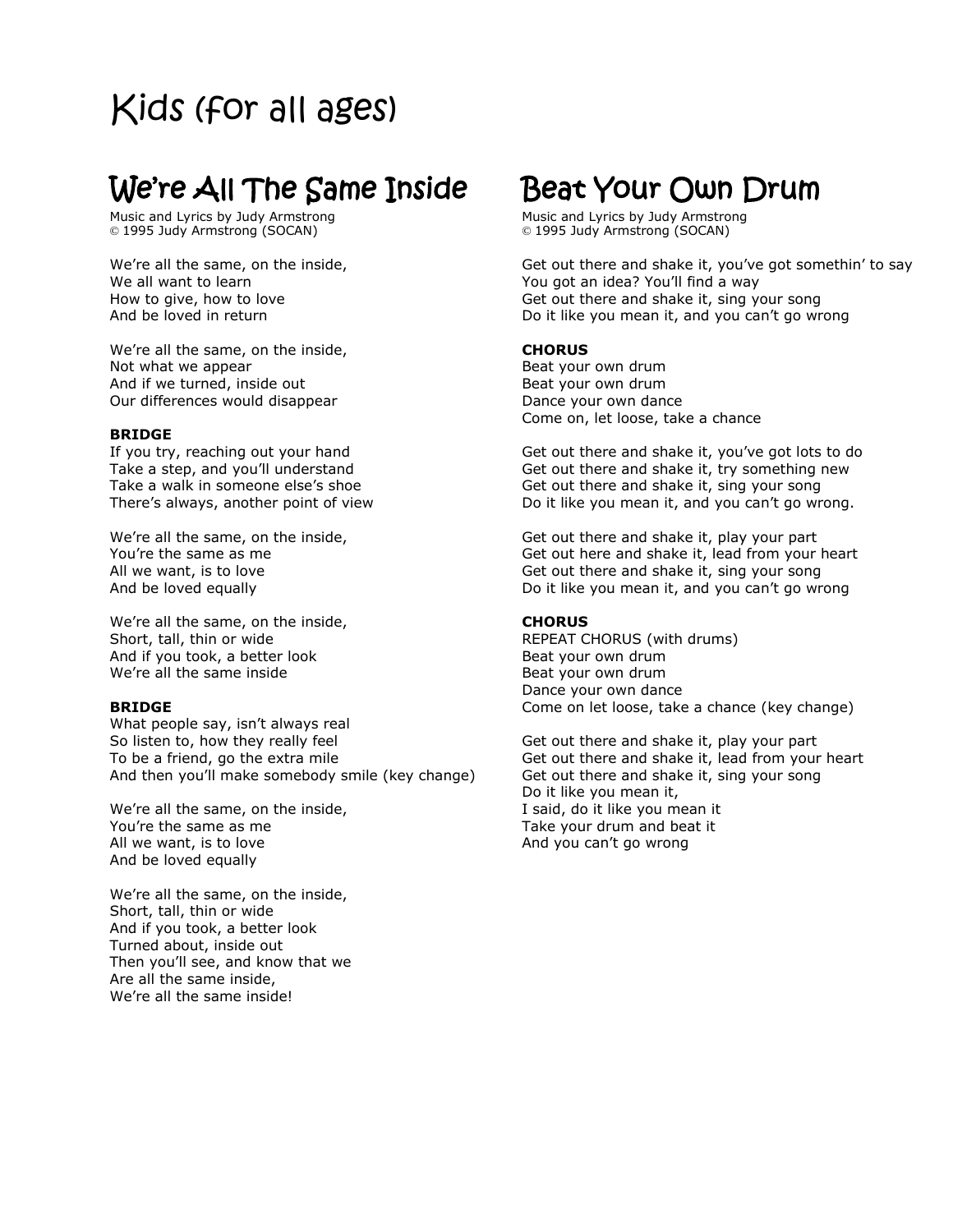# Kids (for all ages)

## We're All The Same Inside

Music and Lyrics by Judy Armstrong
© 1995 Judy Armstrong (SOCAN)

We're all the same, on the inside,
We all want to learn
How to give, how to love
And be loved in return

We're all the same, on the inside,
Not what we appear
And if we turned, inside out
Our differences would disappear

**BRIDGE**
If you try, reaching out your hand
Take a step, and you'll understand
Take a walk in someone else's shoe
There's always, another point of view

We're all the same, on the inside,
You're the same as me
All we want, is to love
And be loved equally

We're all the same, on the inside,
Short, tall, thin or wide
And if you took, a better look
We're all the same inside

**BRIDGE**
What people say, isn't always real
So listen to, how they really feel
To be a friend, go the extra mile
And then you'll make somebody smile (key change)

We're all the same, on the inside,
You're the same as me
All we want, is to love
And be loved equally

We're all the same, on the inside,
Short, tall, thin or wide
And if you took, a better look
Turned about, inside out
Then you'll see, and know that we
Are all the same inside,
We're all the same inside!

## Beat Your Own Drum

Music and Lyrics by Judy Armstrong
© 1995 Judy Armstrong (SOCAN)

Get out there and shake it, you've got somethin' to say
You got an idea? You'll find a way
Get out there and shake it, sing your song
Do it like you mean it, and you can't go wrong

**CHORUS**
Beat your own drum
Beat your own drum
Dance your own dance
Come on, let loose, take a chance

Get out there and shake it, you've got lots to do
Get out there and shake it, try something new
Get out there and shake it, sing your song
Do it like you mean it, and you can't go wrong.

Get out there and shake it, play your part
Get out here and shake it, lead from your heart
Get out there and shake it, sing your song
Do it like you mean it, and you can't go wrong

**CHORUS**
REPEAT CHORUS (with drums)
Beat your own drum
Beat your own drum
Dance your own dance
Come on let loose, take a chance (key change)

Get out there and shake it, play your part
Get out there and shake it, lead from your heart
Get out there and shake it, sing your song
Do it like you mean it,
I said, do it like you mean it
Take your drum and beat it
And you can't go wrong